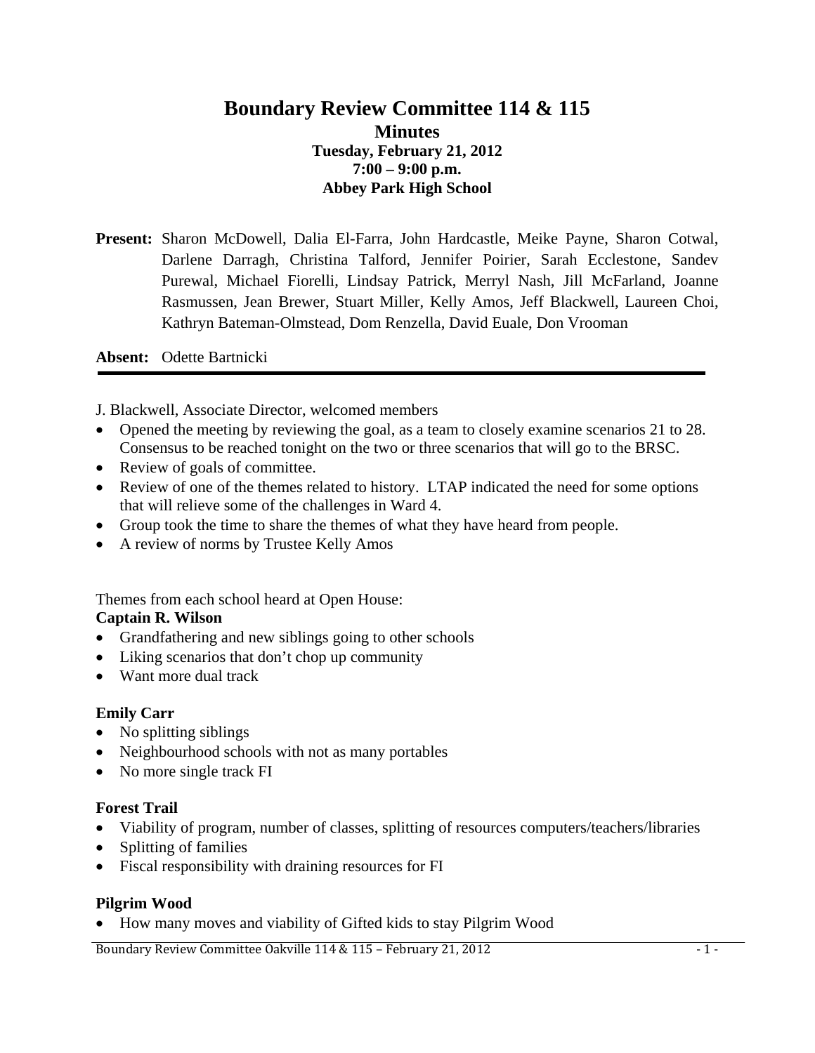# Boundary Review Committee 114 & 115

## Minutes

### Tuesday, February 21, 2012
### 7:00 – 9:00 p.m.
### Abbey Park High School

**Present:** Sharon McDowell, Dalia El-Farra, John Hardcastle, Meike Payne, Sharon Cotwal, Darlene Darragh, Christina Talford, Jennifer Poirier, Sarah Ecclestone, Sandev Purewal, Michael Fiorelli, Lindsay Patrick, Merryl Nash, Jill McFarland, Joanne Rasmussen, Jean Brewer, Stuart Miller, Kelly Amos, Jeff Blackwell, Laureen Choi, Kathryn Bateman-Olmstead, Dom Renzella, David Euale, Don Vrooman

**Absent:** Odette Bartnicki

---

J. Blackwell, Associate Director, welcomed members

- Opened the meeting by reviewing the goal, as a team to closely examine scenarios 21 to 28. Consensus to be reached tonight on the two or three scenarios that will go to the BRSC.
- Review of goals of committee.
- Review of one of the themes related to history. LTAP indicated the need for some options that will relieve some of the challenges in Ward 4.
- Group took the time to share the themes of what they have heard from people.
- A review of norms by Trustee Kelly Amos

Themes from each school heard at Open House:

**Captain R. Wilson**

- Grandfathering and new siblings going to other schools
- Liking scenarios that don't chop up community
- Want more dual track

**Emily Carr**

- No splitting siblings
- Neighbourhood schools with not as many portables
- No more single track FI

**Forest Trail**

- Viability of program, number of classes, splitting of resources computers/teachers/libraries
- Splitting of families
- Fiscal responsibility with draining resources for FI

**Pilgrim Wood**

- How many moves and viability of Gifted kids to stay Pilgrim Wood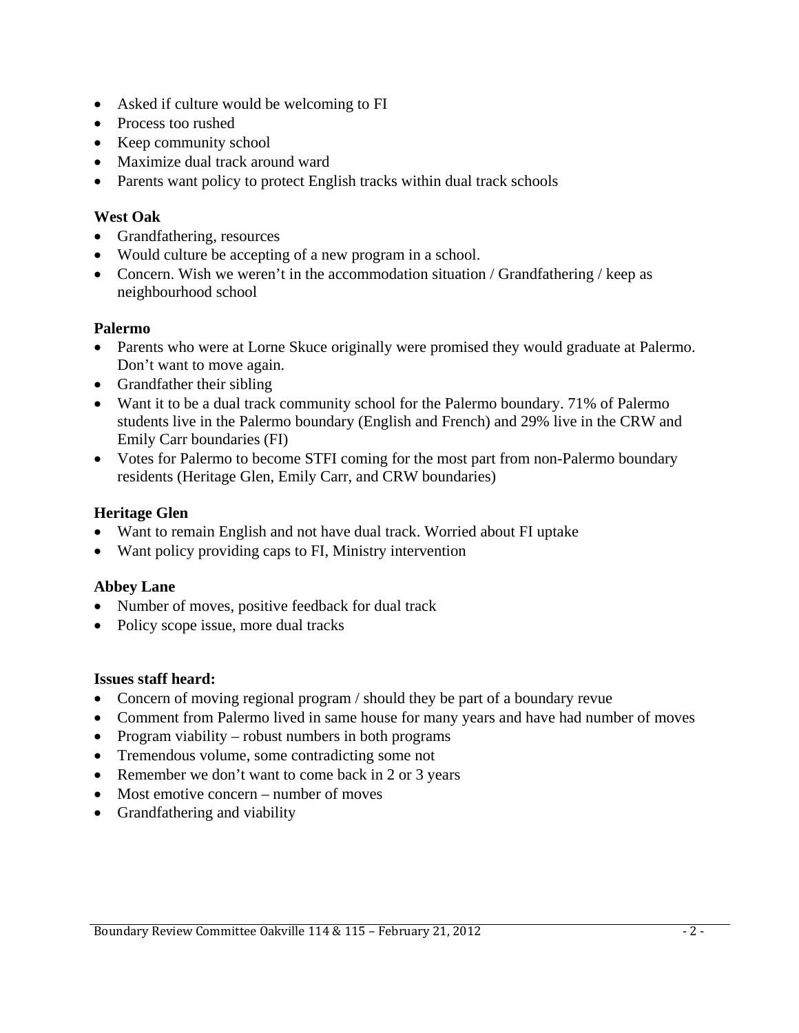- Asked if culture would be welcoming to FI
- Process too rushed
- Keep community school
- Maximize dual track around ward
- Parents want policy to protect English tracks within dual track schools

**West Oak**

- Grandfathering, resources
- Would culture be accepting of a new program in a school.
- Concern. Wish we weren't in the accommodation situation / Grandfathering / keep as neighbourhood school

**Palermo**

- Parents who were at Lorne Skuce originally were promised they would graduate at Palermo. Don't want to move again.
- Grandfather their sibling
- Want it to be a dual track community school for the Palermo boundary. 71% of Palermo students live in the Palermo boundary (English and French) and 29% live in the CRW and Emily Carr boundaries (FI)
- Votes for Palermo to become STFI coming for the most part from non-Palermo boundary residents (Heritage Glen, Emily Carr, and CRW boundaries)

**Heritage Glen**

- Want to remain English and not have dual track. Worried about FI uptake
- Want policy providing caps to FI, Ministry intervention

**Abbey Lane**

- Number of moves, positive feedback for dual track
- Policy scope issue, more dual tracks

**Issues staff heard:**

- Concern of moving regional program / should they be part of a boundary revue
- Comment from Palermo lived in same house for many years and have had number of moves
- Program viability – robust numbers in both programs
- Tremendous volume, some contradicting some not
- Remember we don't want to come back in 2 or 3 years
- Most emotive concern – number of moves
- Grandfathering and viability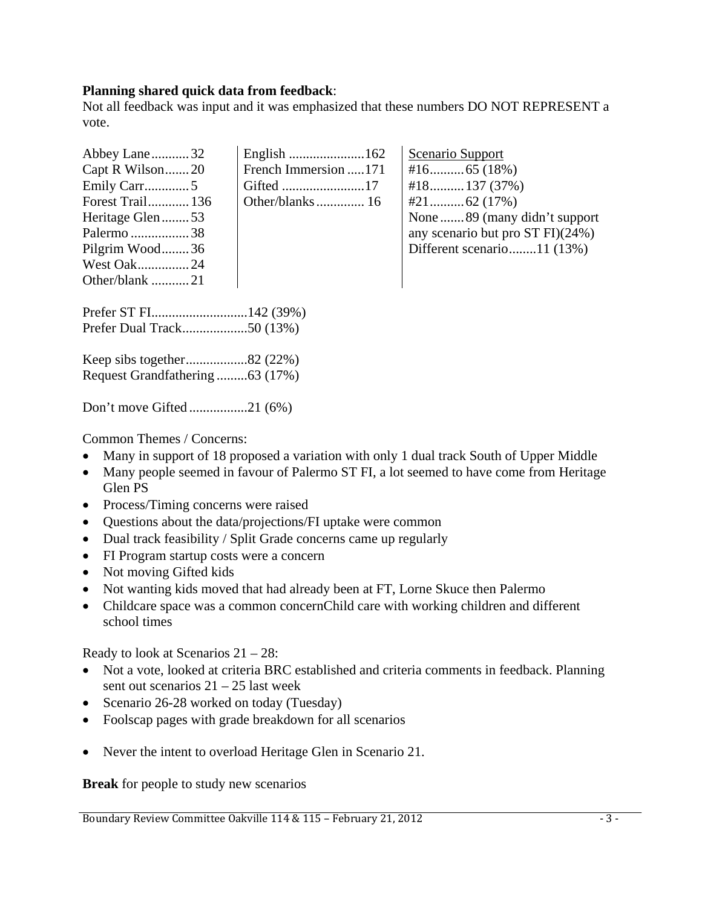**Planning shared quick data from feedback**:
Not all feedback was input and it was emphasized that these numbers DO NOT REPRESENT a vote.

| | | |
|---|---|---|
| Abbey Lane...........32 | English ......................162 | Scenario Support |
| Capt R Wilson.......20 | French Immersion .....171 | #16..........65 (18%) |
| Emily Carr.............5 | Gifted ........................17 | #18..........137 (37%) |
| Forest Trail............136 | Other/blanks............. 16 | #21..........62 (17%) |
| Heritage Glen........53 | | None .......89 (many didn't support any scenario but pro ST FI)(24%) |
| Palermo .................38 | | Different scenario........11 (13%) |
| Pilgrim Wood........36 | | |
| West Oak...............24 | | |
| Other/blank ...........21 | | |

Prefer ST FI............................142 (39%)
Prefer Dual Track...................50 (13%)

Keep sibs together..................82 (22%)
Request Grandfathering .........63 (17%)

Don't move Gifted .................21 (6%)

Common Themes / Concerns:

- Many in support of 18 proposed a variation with only 1 dual track South of Upper Middle
- Many people seemed in favour of Palermo ST FI, a lot seemed to have come from Heritage Glen PS
- Process/Timing concerns were raised
- Questions about the data/projections/FI uptake were common
- Dual track feasibility / Split Grade concerns came up regularly
- FI Program startup costs were a concern
- Not moving Gifted kids
- Not wanting kids moved that had already been at FT, Lorne Skuce then Palermo
- Childcare space was a common concernChild care with working children and different school times

Ready to look at Scenarios 21 – 28:

- Not a vote, looked at criteria BRC established and criteria comments in feedback. Planning sent out scenarios 21 – 25 last week
- Scenario 26-28 worked on today (Tuesday)
- Foolscap pages with grade breakdown for all scenarios

- Never the intent to overload Heritage Glen in Scenario 21.

**Break** for people to study new scenarios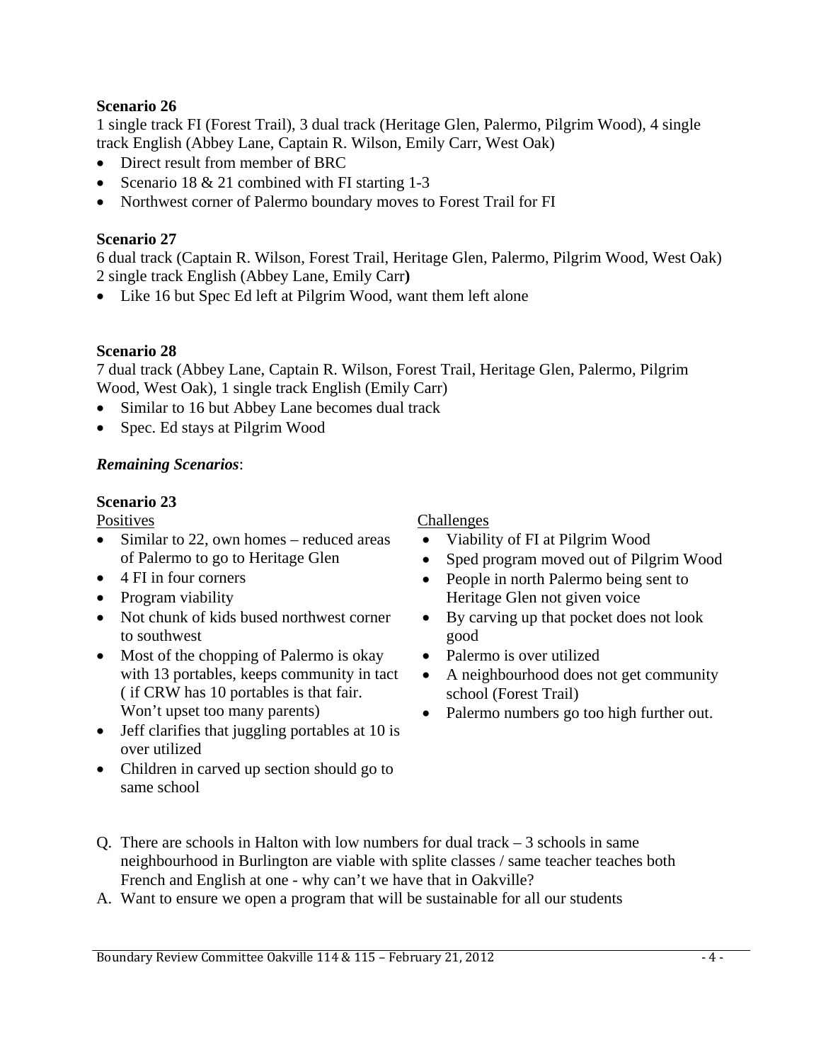**Scenario 26**

1 single track FI (Forest Trail), 3 dual track (Heritage Glen, Palermo, Pilgrim Wood), 4 single track English (Abbey Lane, Captain R. Wilson, Emily Carr, West Oak)

- Direct result from member of BRC
- Scenario 18 & 21 combined with FI starting 1-3
- Northwest corner of Palermo boundary moves to Forest Trail for FI

**Scenario 27**

6 dual track (Captain R. Wilson, Forest Trail, Heritage Glen, Palermo, Pilgrim Wood, West Oak) 2 single track English (Abbey Lane, Emily Carr**)**

- Like 16 but Spec Ed left at Pilgrim Wood, want them left alone

**Scenario 28**

7 dual track (Abbey Lane, Captain R. Wilson, Forest Trail, Heritage Glen, Palermo, Pilgrim Wood, West Oak), 1 single track English (Emily Carr)

- Similar to 16 but Abbey Lane becomes dual track
- Spec. Ed stays at Pilgrim Wood

***Remaining Scenarios***:

**Scenario 23**

Positives

- Similar to 22, own homes – reduced areas of Palermo to go to Heritage Glen
- 4 FI in four corners
- Program viability
- Not chunk of kids bused northwest corner to southwest
- Most of the chopping of Palermo is okay with 13 portables, keeps community in tact ( if CRW has 10 portables is that fair. Won't upset too many parents)
- Jeff clarifies that juggling portables at 10 is over utilized
- Children in carved up section should go to same school

Challenges

- Viability of FI at Pilgrim Wood
- Sped program moved out of Pilgrim Wood
- People in north Palermo being sent to Heritage Glen not given voice
- By carving up that pocket does not look good
- Palermo is over utilized
- A neighbourhood does not get community school (Forest Trail)
- Palermo numbers go too high further out.

Q. There are schools in Halton with low numbers for dual track – 3 schools in same neighbourhood in Burlington are viable with splite classes / same teacher teaches both French and English at one - why can't we have that in Oakville?

A. Want to ensure we open a program that will be sustainable for all our students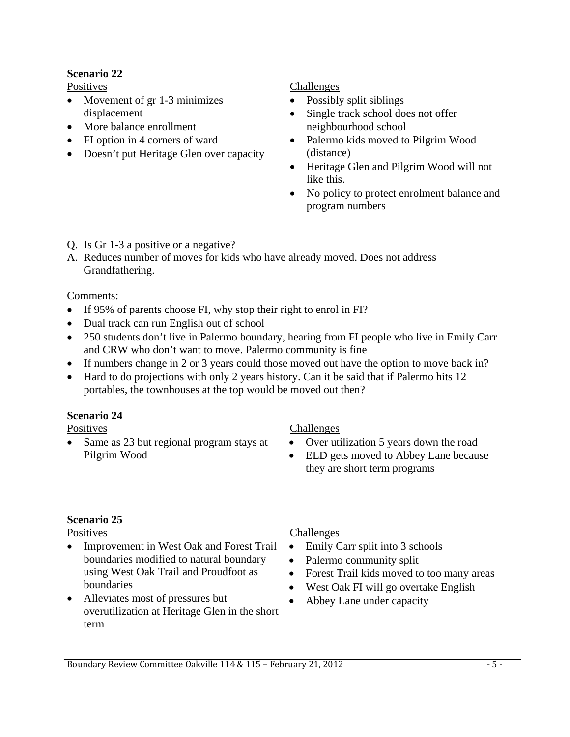**Scenario 22**

Positives

- Movement of gr 1-3 minimizes displacement
- More balance enrollment
- FI option in 4 corners of ward
- Doesn't put Heritage Glen over capacity

Challenges

- Possibly split siblings
- Single track school does not offer neighbourhood school
- Palermo kids moved to Pilgrim Wood (distance)
- Heritage Glen and Pilgrim Wood will not like this.
- No policy to protect enrolment balance and program numbers

Q. Is Gr 1-3 a positive or a negative?

A. Reduces number of moves for kids who have already moved. Does not address Grandfathering.

Comments:

- If 95% of parents choose FI, why stop their right to enrol in FI?
- Dual track can run English out of school
- 250 students don't live in Palermo boundary, hearing from FI people who live in Emily Carr and CRW who don't want to move. Palermo community is fine
- If numbers change in 2 or 3 years could those moved out have the option to move back in?
- Hard to do projections with only 2 years history. Can it be said that if Palermo hits 12 portables, the townhouses at the top would be moved out then?

**Scenario 24**

Positives

- Same as 23 but regional program stays at Pilgrim Wood

Challenges

- Over utilization 5 years down the road
- ELD gets moved to Abbey Lane because they are short term programs

**Scenario 25**

Positives

- Improvement in West Oak and Forest Trail boundaries modified to natural boundary using West Oak Trail and Proudfoot as boundaries
- Alleviates most of pressures but overutilization at Heritage Glen in the short term

Challenges

- Emily Carr split into 3 schools
- Palermo community split
- Forest Trail kids moved to too many areas
- West Oak FI will go overtake English
- Abbey Lane under capacity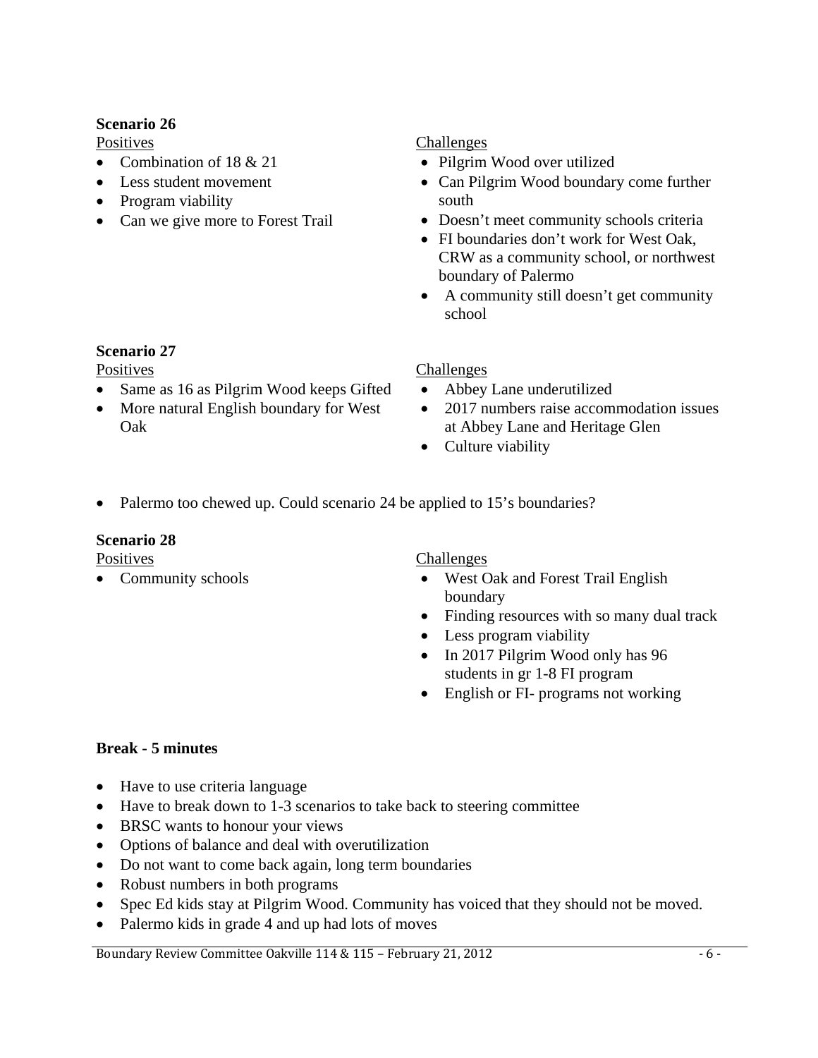**Scenario 26**

Positives

- Combination of 18 & 21
- Less student movement
- Program viability
- Can we give more to Forest Trail

Challenges

- Pilgrim Wood over utilized
- Can Pilgrim Wood boundary come further south
- Doesn't meet community schools criteria
- FI boundaries don't work for West Oak, CRW as a community school, or northwest boundary of Palermo
- A community still doesn't get community school

**Scenario 27**

Positives

- Same as 16 as Pilgrim Wood keeps Gifted
- More natural English boundary for West Oak

Challenges

- Abbey Lane underutilized
- 2017 numbers raise accommodation issues at Abbey Lane and Heritage Glen
- Culture viability

- Palermo too chewed up. Could scenario 24 be applied to 15's boundaries?

**Scenario 28**

Positives

- Community schools

Challenges

- West Oak and Forest Trail English boundary
- Finding resources with so many dual track
- Less program viability
- In 2017 Pilgrim Wood only has 96 students in gr 1-8 FI program
- English or FI- programs not working

**Break - 5 minutes**

- Have to use criteria language
- Have to break down to 1-3 scenarios to take back to steering committee
- BRSC wants to honour your views
- Options of balance and deal with overutilization
- Do not want to come back again, long term boundaries
- Robust numbers in both programs
- Spec Ed kids stay at Pilgrim Wood. Community has voiced that they should not be moved.
- Palermo kids in grade 4 and up had lots of moves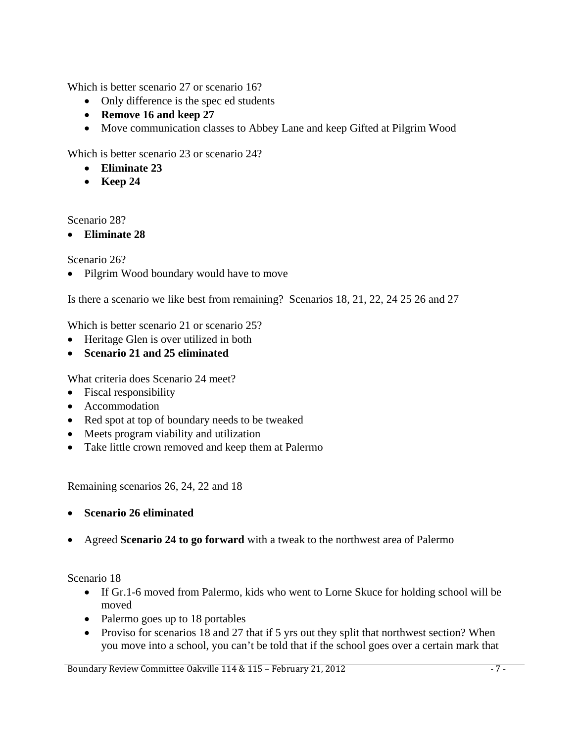Which is better scenario 27 or scenario 16?

- Only difference is the spec ed students
- **Remove 16 and keep 27**
- Move communication classes to Abbey Lane and keep Gifted at Pilgrim Wood

Which is better scenario 23 or scenario 24?

- **Eliminate 23**
- **Keep 24**

Scenario 28?

- **Eliminate 28**

Scenario 26?

- Pilgrim Wood boundary would have to move

Is there a scenario we like best from remaining? Scenarios 18, 21, 22, 24 25 26 and 27

Which is better scenario 21 or scenario 25?

- Heritage Glen is over utilized in both
- **Scenario 21 and 25 eliminated**

What criteria does Scenario 24 meet?

- Fiscal responsibility
- Accommodation
- Red spot at top of boundary needs to be tweaked
- Meets program viability and utilization
- Take little crown removed and keep them at Palermo

Remaining scenarios 26, 24, 22 and 18

- **Scenario 26 eliminated**
- Agreed **Scenario 24 to go forward** with a tweak to the northwest area of Palermo

Scenario 18

- If Gr.1-6 moved from Palermo, kids who went to Lorne Skuce for holding school will be moved
- Palermo goes up to 18 portables
- Proviso for scenarios 18 and 27 that if 5 yrs out they split that northwest section? When you move into a school, you can't be told that if the school goes over a certain mark that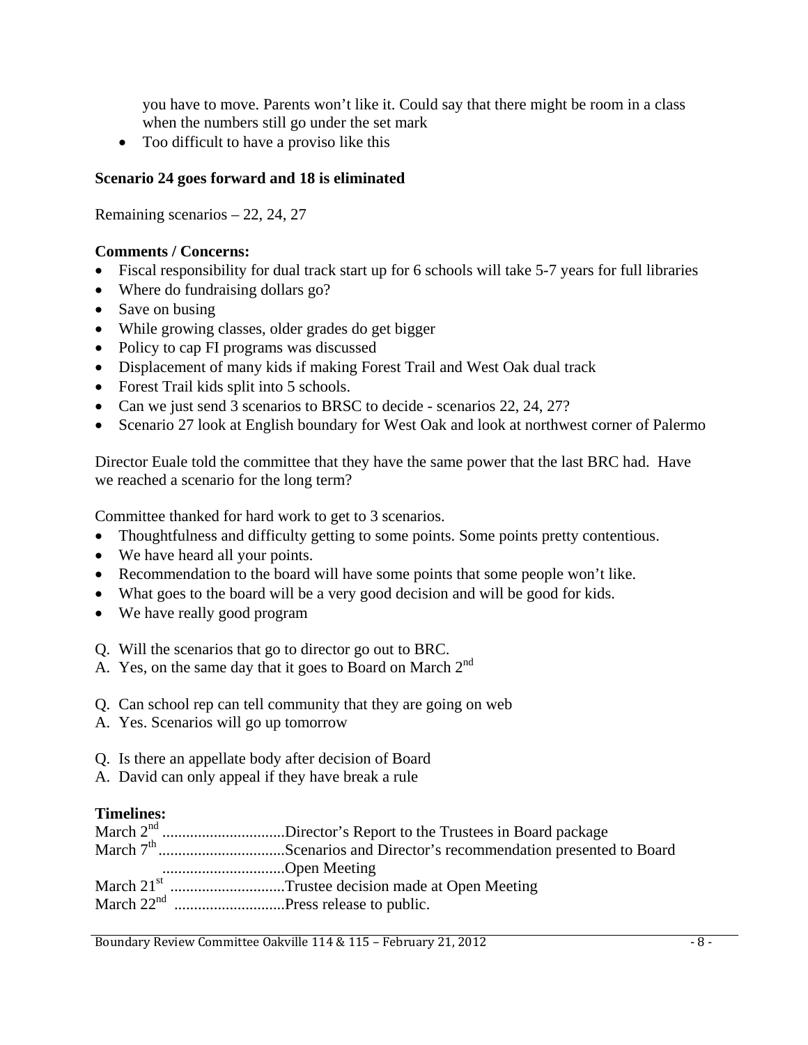you have to move. Parents won't like it. Could say that there might be room in a class when the numbers still go under the set mark

- Too difficult to have a proviso like this

**Scenario 24 goes forward and 18 is eliminated**

Remaining scenarios – 22, 24, 27

**Comments / Concerns:**

- Fiscal responsibility for dual track start up for 6 schools will take 5-7 years for full libraries
- Where do fundraising dollars go?
- Save on busing
- While growing classes, older grades do get bigger
- Policy to cap FI programs was discussed
- Displacement of many kids if making Forest Trail and West Oak dual track
- Forest Trail kids split into 5 schools.
- Can we just send 3 scenarios to BRSC to decide - scenarios 22, 24, 27?
- Scenario 27 look at English boundary for West Oak and look at northwest corner of Palermo

Director Euale told the committee that they have the same power that the last BRC had. Have we reached a scenario for the long term?

Committee thanked for hard work to get to 3 scenarios.

- Thoughtfulness and difficulty getting to some points. Some points pretty contentious.
- We have heard all your points.
- Recommendation to the board will have some points that some people won't like.
- What goes to the board will be a very good decision and will be good for kids.
- We have really good program

Q. Will the scenarios that go to director go out to BRC.
A. Yes, on the same day that it goes to Board on March 2nd

Q. Can school rep can tell community that they are going on web
A. Yes. Scenarios will go up tomorrow

Q. Is there an appellate body after decision of Board
A. David can only appeal if they have break a rule

**Timelines:**

March 2nd ...............................Director's Report to the Trustees in Board package
March 7th ................................Scenarios and Director's recommendation presented to Board
...............................Open Meeting
March 21st .............................Trustee decision made at Open Meeting
March 22nd ............................Press release to public.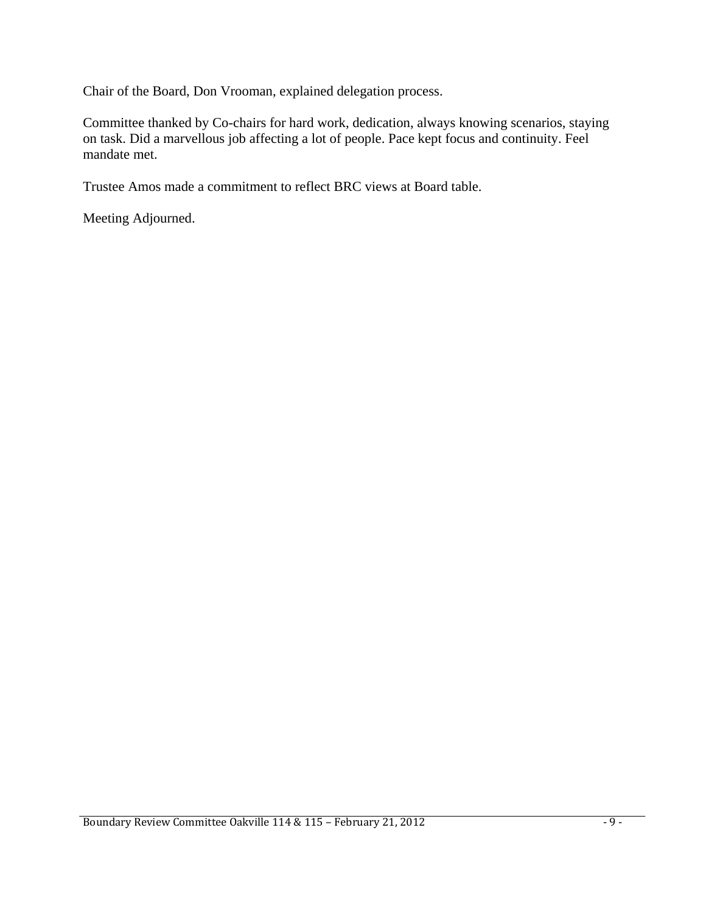Chair of the Board, Don Vrooman, explained delegation process.

Committee thanked by Co-chairs for hard work, dedication, always knowing scenarios, staying on task. Did a marvellous job affecting a lot of people. Pace kept focus and continuity. Feel mandate met.

Trustee Amos made a commitment to reflect BRC views at Board table.

Meeting Adjourned.